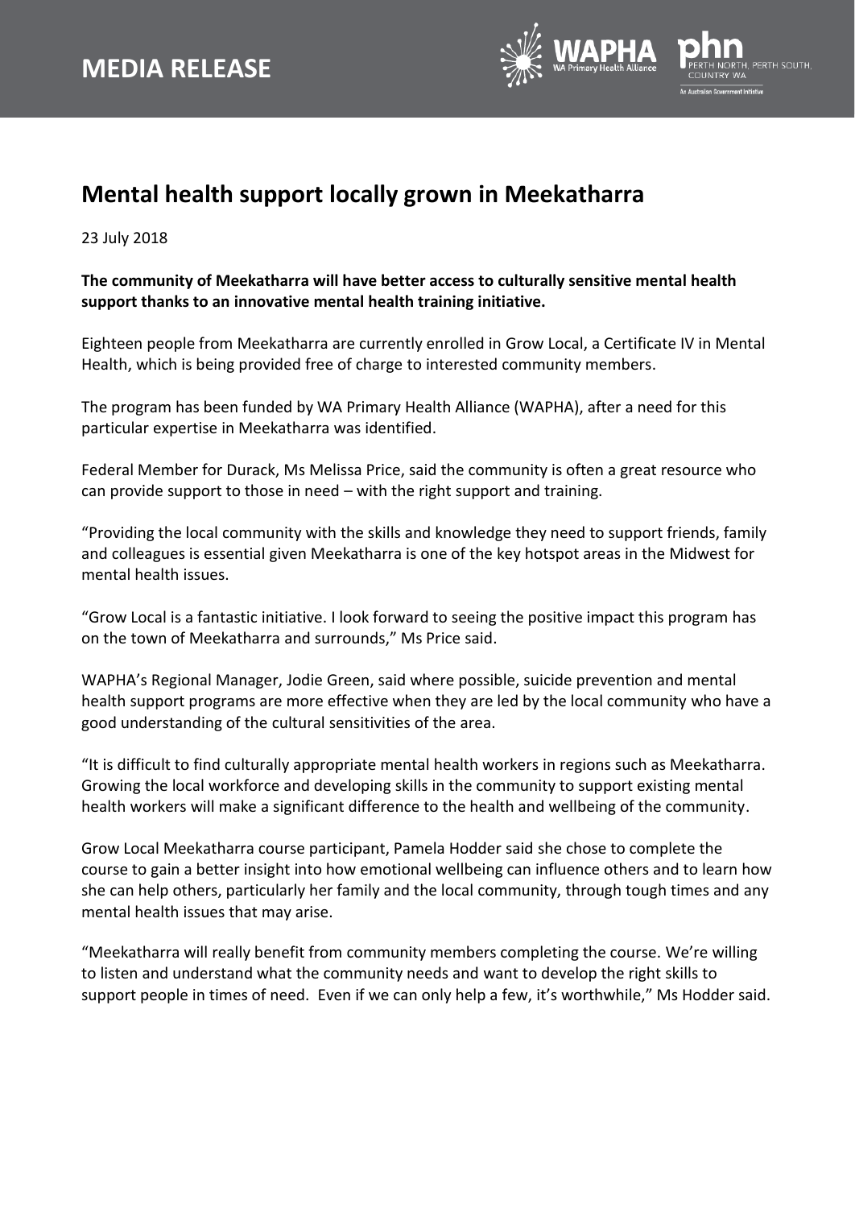# MEDIA RELEASE

## Mental health support locally grown in Meekatharra

23 July 2018

**The community of Meekatharra will have better access to culturally sensitive mental health support thanks to an innovative mental health training initiative.**

Eighteen people from Meekatharra are currently enrolled in Grow Local, a Certificate IV in Mental Health, which is being provided free of charge to interested community members.

The program has been funded by WA Primary Health Alliance (WAPHA), after a need for this particular expertise in Meekatharra was identified.

Federal Member for Durack, Ms Melissa Price, said the community is often a great resource who can provide support to those in need – with the right support and training.

"Providing the local community with the skills and knowledge they need to support friends, family and colleagues is essential given Meekatharra is one of the key hotspot areas in the Midwest for mental health issues.

"Grow Local is a fantastic initiative. I look forward to seeing the positive impact this program has on the town of Meekatharra and surrounds," Ms Price said.

WAPHA's Regional Manager, Jodie Green, said where possible, suicide prevention and mental health support programs are more effective when they are led by the local community who have a good understanding of the cultural sensitivities of the area.

"It is difficult to find culturally appropriate mental health workers in regions such as Meekatharra. Growing the local workforce and developing skills in the community to support existing mental health workers will make a significant difference to the health and wellbeing of the community.

Grow Local Meekatharra course participant, Pamela Hodder said she chose to complete the course to gain a better insight into how emotional wellbeing can influence others and to learn how she can help others, particularly her family and the local community, through tough times and any mental health issues that may arise.

"Meekatharra will really benefit from community members completing the course. We're willing to listen and understand what the community needs and want to develop the right skills to support people in times of need. Even if we can only help a few, it's worthwhile," Ms Hodder said.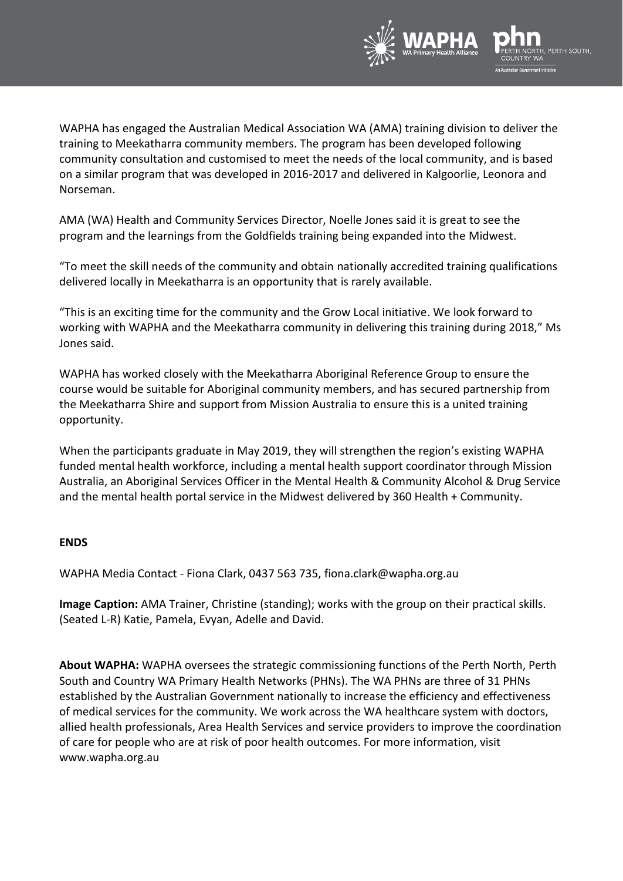WAPHA has engaged the Australian Medical Association WA (AMA) training division to deliver the training to Meekatharra community members. The program has been developed following community consultation and customised to meet the needs of the local community, and is based on a similar program that was developed in 2016-2017 and delivered in Kalgoorlie, Leonora and Norseman.

AMA (WA) Health and Community Services Director, Noelle Jones said it is great to see the program and the learnings from the Goldfields training being expanded into the Midwest.

"To meet the skill needs of the community and obtain nationally accredited training qualifications delivered locally in Meekatharra is an opportunity that is rarely available.

"This is an exciting time for the community and the Grow Local initiative. We look forward to working with WAPHA and the Meekatharra community in delivering this training during 2018," Ms Jones said.

WAPHA has worked closely with the Meekatharra Aboriginal Reference Group to ensure the course would be suitable for Aboriginal community members, and has secured partnership from the Meekatharra Shire and support from Mission Australia to ensure this is a united training opportunity.

When the participants graduate in May 2019, they will strengthen the region's existing WAPHA funded mental health workforce, including a mental health support coordinator through Mission Australia, an Aboriginal Services Officer in the Mental Health & Community Alcohol & Drug Service and the mental health portal service in the Midwest delivered by 360 Health + Community.

**ENDS**

WAPHA Media Contact - Fiona Clark, 0437 563 735, fiona.clark@wapha.org.au

**Image Caption:** AMA Trainer, Christine (standing); works with the group on their practical skills. (Seated L-R) Katie, Pamela, Evyan, Adelle and David.

**About WAPHA:** WAPHA oversees the strategic commissioning functions of the Perth North, Perth South and Country WA Primary Health Networks (PHNs). The WA PHNs are three of 31 PHNs established by the Australian Government nationally to increase the efficiency and effectiveness of medical services for the community. We work across the WA healthcare system with doctors, allied health professionals, Area Health Services and service providers to improve the coordination of care for people who are at risk of poor health outcomes. For more information, visit www.wapha.org.au